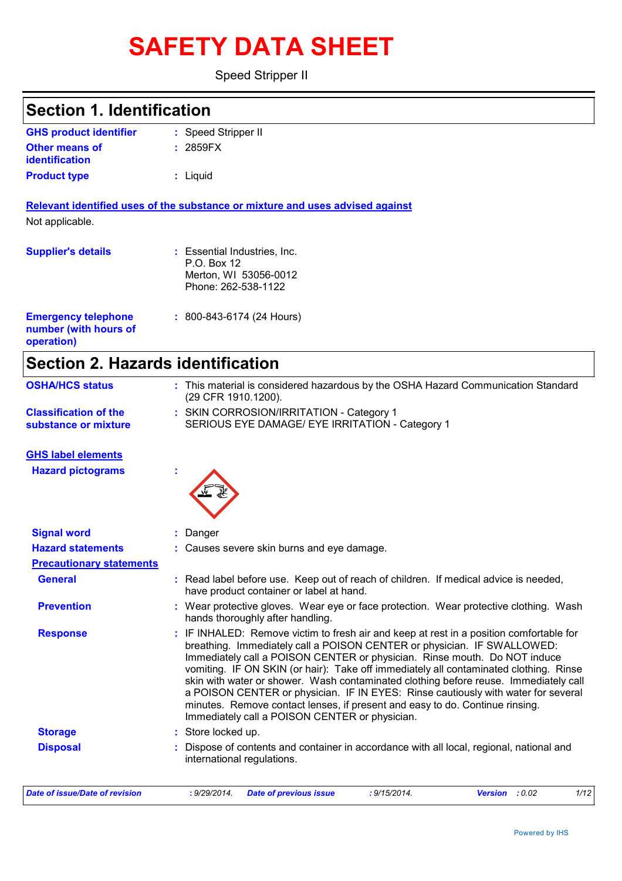# SAFETY DATA SHEET

Speed Stripper II

## Section 1. Identification

**GHS product identifier** : Speed Stripper II

**Other means of identification** : 2859FX

**Product type** : Liquid

**Relevant identified uses of the substance or mixture and uses advised against**

Not applicable.

**Supplier's details** : Essential Industries, Inc.
P.O. Box 12
Merton, WI 53056-0012
Phone: 262-538-1122

**Emergency telephone number (with hours of operation)** : 800-843-6174 (24 Hours)

## Section 2. Hazards identification

**OSHA/HCS status** : This material is considered hazardous by the OSHA Hazard Communication Standard (29 CFR 1910.1200).

**Classification of the substance or mixture** : SKIN CORROSION/IRRITATION - Category 1
SERIOUS EYE DAMAGE/ EYE IRRITATION - Category 1

**GHS label elements**

**Hazard pictograms** :

**Signal word** : Danger

**Hazard statements** : Causes severe skin burns and eye damage.

**Precautionary statements**

**General** : Read label before use. Keep out of reach of children. If medical advice is needed, have product container or label at hand.

**Prevention** : Wear protective gloves. Wear eye or face protection. Wear protective clothing. Wash hands thoroughly after handling.

**Response** : IF INHALED: Remove victim to fresh air and keep at rest in a position comfortable for breathing. Immediately call a POISON CENTER or physician. IF SWALLOWED: Immediately call a POISON CENTER or physician. Rinse mouth. Do NOT induce vomiting. IF ON SKIN (or hair): Take off immediately all contaminated clothing. Rinse skin with water or shower. Wash contaminated clothing before reuse. Immediately call a POISON CENTER or physician. IF IN EYES: Rinse cautiously with water for several minutes. Remove contact lenses, if present and easy to do. Continue rinsing. Immediately call a POISON CENTER or physician.

**Storage** : Store locked up.

**Disposal** : Dispose of contents and container in accordance with all local, regional, national and international regulations.

*Date of issue/Date of revision* : 9/29/2014. *Date of previous issue* : 9/15/2014. *Version* : 0.02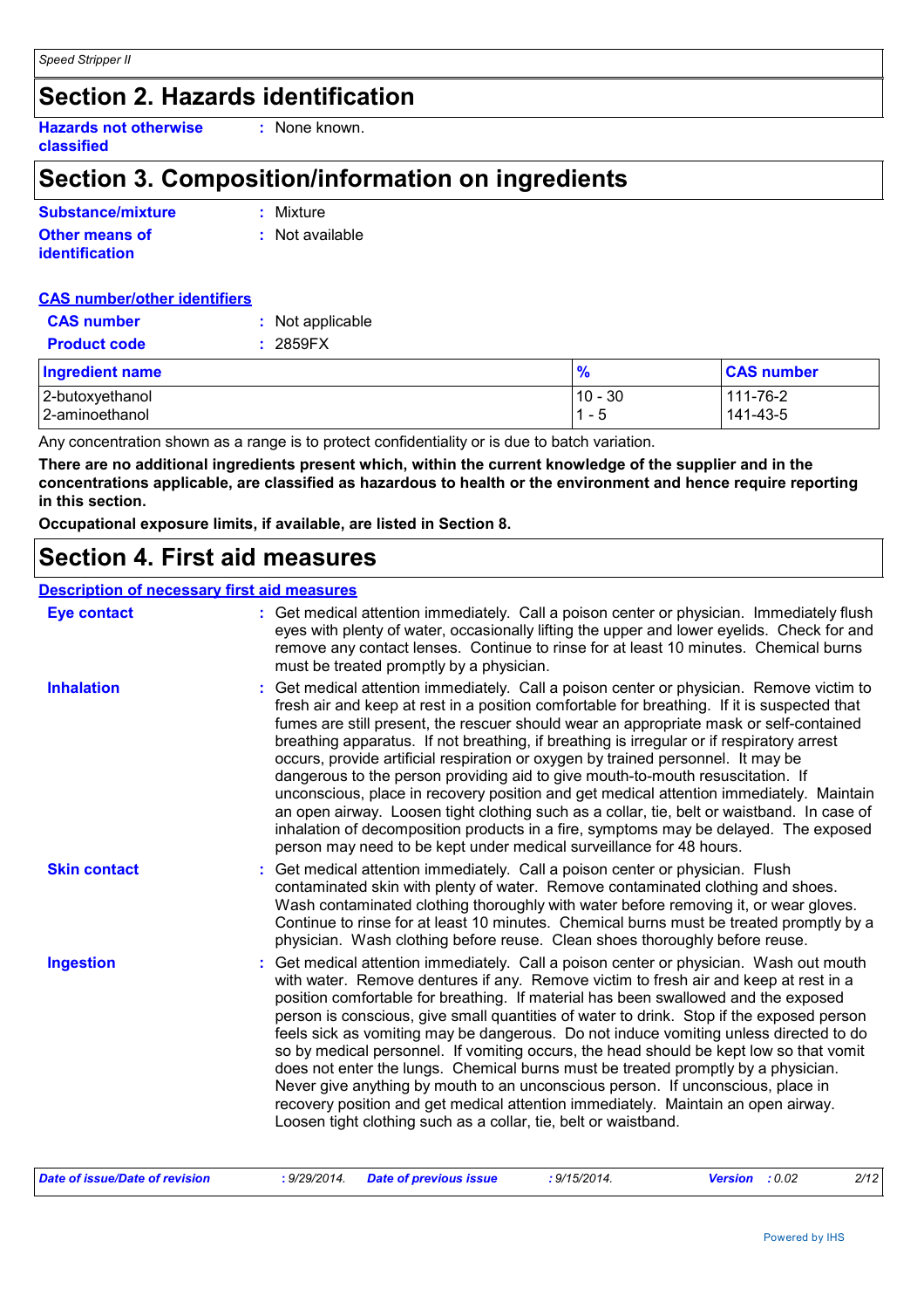## Section 2. Hazards identification

**Hazards not otherwise classified** : None known.

## Section 3. Composition/information on ingredients

**Substance/mixture** : Mixture

**Other means of identification** : Not available

**CAS number/other identifiers**

**CAS number** : Not applicable

**Product code** : 2859FX

| Ingredient name | % | CAS number |
|---|---|---|
| 2-butoxyethanol | 10 - 30 | 111-76-2 |
| 2-aminoethanol | 1 - 5 | 141-43-5 |

Any concentration shown as a range is to protect confidentiality or is due to batch variation.

**There are no additional ingredients present which, within the current knowledge of the supplier and in the concentrations applicable, are classified as hazardous to health or the environment and hence require reporting in this section.**

**Occupational exposure limits, if available, are listed in Section 8.**

## Section 4. First aid measures

**Description of necessary first aid measures**

**Eye contact** : Get medical attention immediately. Call a poison center or physician. Immediately flush eyes with plenty of water, occasionally lifting the upper and lower eyelids. Check for and remove any contact lenses. Continue to rinse for at least 10 minutes. Chemical burns must be treated promptly by a physician.

**Inhalation** : Get medical attention immediately. Call a poison center or physician. Remove victim to fresh air and keep at rest in a position comfortable for breathing. If it is suspected that fumes are still present, the rescuer should wear an appropriate mask or self-contained breathing apparatus. If not breathing, if breathing is irregular or if respiratory arrest occurs, provide artificial respiration or oxygen by trained personnel. It may be dangerous to the person providing aid to give mouth-to-mouth resuscitation. If unconscious, place in recovery position and get medical attention immediately. Maintain an open airway. Loosen tight clothing such as a collar, tie, belt or waistband. In case of inhalation of decomposition products in a fire, symptoms may be delayed. The exposed person may need to be kept under medical surveillance for 48 hours.

**Skin contact** : Get medical attention immediately. Call a poison center or physician. Flush contaminated skin with plenty of water. Remove contaminated clothing and shoes. Wash contaminated clothing thoroughly with water before removing it, or wear gloves. Continue to rinse for at least 10 minutes. Chemical burns must be treated promptly by a physician. Wash clothing before reuse. Clean shoes thoroughly before reuse.

**Ingestion** : Get medical attention immediately. Call a poison center or physician. Wash out mouth with water. Remove dentures if any. Remove victim to fresh air and keep at rest in a position comfortable for breathing. If material has been swallowed and the exposed person is conscious, give small quantities of water to drink. Stop if the exposed person feels sick as vomiting may be dangerous. Do not induce vomiting unless directed to do so by medical personnel. If vomiting occurs, the head should be kept low so that vomit does not enter the lungs. Chemical burns must be treated promptly by a physician. Never give anything by mouth to an unconscious person. If unconscious, place in recovery position and get medical attention immediately. Maintain an open airway. Loosen tight clothing such as a collar, tie, belt or waistband.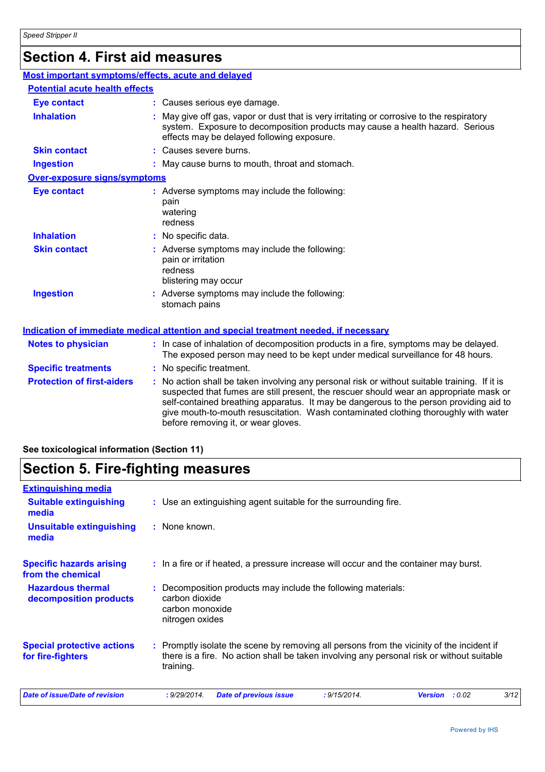## Section 4. First aid measures

### Most important symptoms/effects, acute and delayed

#### Potential acute health effects

**Eye contact** : Causes serious eye damage.

**Inhalation** : May give off gas, vapor or dust that is very irritating or corrosive to the respiratory system. Exposure to decomposition products may cause a health hazard. Serious effects may be delayed following exposure.

**Skin contact** : Causes severe burns.

**Ingestion** : May cause burns to mouth, throat and stomach.

#### Over-exposure signs/symptoms

**Eye contact** : Adverse symptoms may include the following:
pain
watering
redness

**Inhalation** : No specific data.

**Skin contact** : Adverse symptoms may include the following:
pain or irritation
redness
blistering may occur

**Ingestion** : Adverse symptoms may include the following:
stomach pains

### Indication of immediate medical attention and special treatment needed, if necessary

**Notes to physician** : In case of inhalation of decomposition products in a fire, symptoms may be delayed. The exposed person may need to be kept under medical surveillance for 48 hours.

**Specific treatments** : No specific treatment.

**Protection of first-aiders** : No action shall be taken involving any personal risk or without suitable training. If it is suspected that fumes are still present, the rescuer should wear an appropriate mask or self-contained breathing apparatus. It may be dangerous to the person providing aid to give mouth-to-mouth resuscitation. Wash contaminated clothing thoroughly with water before removing it, or wear gloves.

**See toxicological information (Section 11)**

## Section 5. Fire-fighting measures

### Extinguishing media

**Suitable extinguishing media** : Use an extinguishing agent suitable for the surrounding fire.

**Unsuitable extinguishing media** : None known.

**Specific hazards arising from the chemical** : In a fire or if heated, a pressure increase will occur and the container may burst.

**Hazardous thermal decomposition products** : Decomposition products may include the following materials:
carbon dioxide
carbon monoxide
nitrogen oxides

**Special protective actions for fire-fighters** : Promptly isolate the scene by removing all persons from the vicinity of the incident if there is a fire. No action shall be taken involving any personal risk or without suitable training.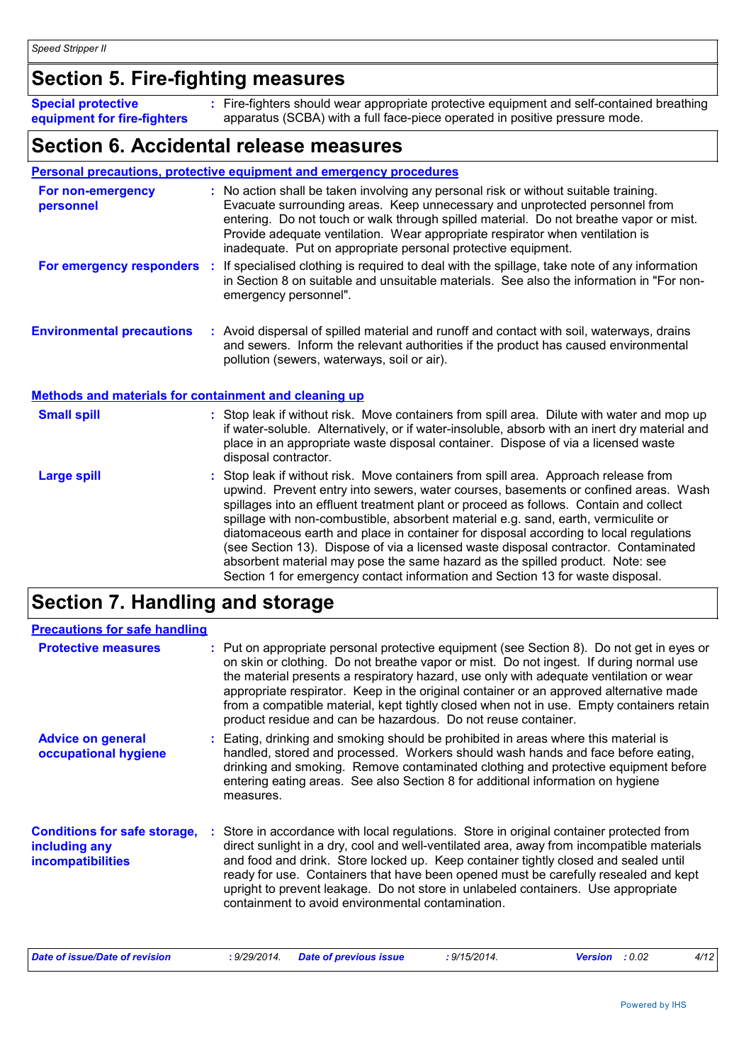# Section 5. Fire-fighting measures

**Special protective equipment for fire-fighters** : Fire-fighters should wear appropriate protective equipment and self-contained breathing apparatus (SCBA) with a full face-piece operated in positive pressure mode.

# Section 6. Accidental release measures

## Personal precautions, protective equipment and emergency procedures

**For non-emergency personnel** : No action shall be taken involving any personal risk or without suitable training. Evacuate surrounding areas. Keep unnecessary and unprotected personnel from entering. Do not touch or walk through spilled material. Do not breathe vapor or mist. Provide adequate ventilation. Wear appropriate respirator when ventilation is inadequate. Put on appropriate personal protective equipment.

**For emergency responders** : If specialised clothing is required to deal with the spillage, take note of any information in Section 8 on suitable and unsuitable materials. See also the information in "For non-emergency personnel".

**Environmental precautions** : Avoid dispersal of spilled material and runoff and contact with soil, waterways, drains and sewers. Inform the relevant authorities if the product has caused environmental pollution (sewers, waterways, soil or air).

## Methods and materials for containment and cleaning up

**Small spill** : Stop leak if without risk. Move containers from spill area. Dilute with water and mop up if water-soluble. Alternatively, or if water-insoluble, absorb with an inert dry material and place in an appropriate waste disposal container. Dispose of via a licensed waste disposal contractor.

**Large spill** : Stop leak if without risk. Move containers from spill area. Approach release from upwind. Prevent entry into sewers, water courses, basements or confined areas. Wash spillages into an effluent treatment plant or proceed as follows. Contain and collect spillage with non-combustible, absorbent material e.g. sand, earth, vermiculite or diatomaceous earth and place in container for disposal according to local regulations (see Section 13). Dispose of via a licensed waste disposal contractor. Contaminated absorbent material may pose the same hazard as the spilled product. Note: see Section 1 for emergency contact information and Section 13 for waste disposal.

# Section 7. Handling and storage

## Precautions for safe handling

**Protective measures** : Put on appropriate personal protective equipment (see Section 8). Do not get in eyes or on skin or clothing. Do not breathe vapor or mist. Do not ingest. If during normal use the material presents a respiratory hazard, use only with adequate ventilation or wear appropriate respirator. Keep in the original container or an approved alternative made from a compatible material, kept tightly closed when not in use. Empty containers retain product residue and can be hazardous. Do not reuse container.

**Advice on general occupational hygiene** : Eating, drinking and smoking should be prohibited in areas where this material is handled, stored and processed. Workers should wash hands and face before eating, drinking and smoking. Remove contaminated clothing and protective equipment before entering eating areas. See also Section 8 for additional information on hygiene measures.

**Conditions for safe storage, including any incompatibilities** : Store in accordance with local regulations. Store in original container protected from direct sunlight in a dry, cool and well-ventilated area, away from incompatible materials and food and drink. Store locked up. Keep container tightly closed and sealed until ready for use. Containers that have been opened must be carefully resealed and kept upright to prevent leakage. Do not store in unlabeled containers. Use appropriate containment to avoid environmental contamination.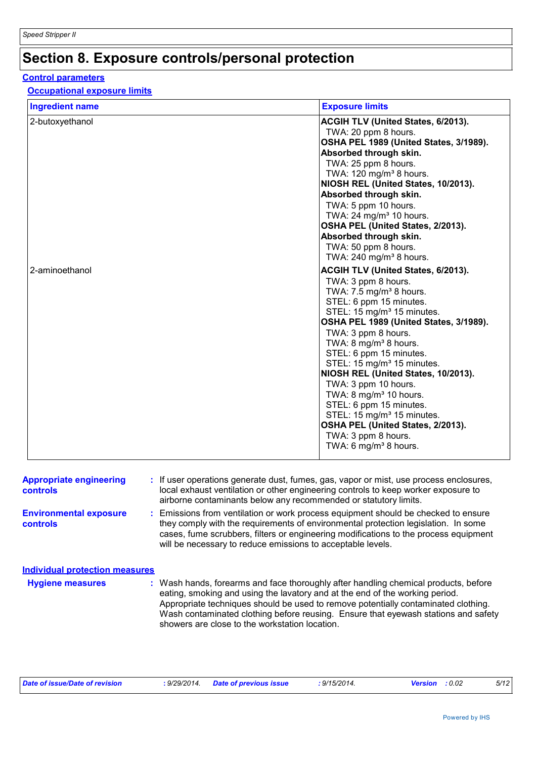# Section 8. Exposure controls/personal protection

## Control parameters

### Occupational exposure limits

| Ingredient name | Exposure limits |
|---|---|
| 2-butoxyethanol | **ACGIH TLV (United States, 6/2013).**<br>TWA: 20 ppm 8 hours.<br>**OSHA PEL 1989 (United States, 3/1989). Absorbed through skin.**<br>TWA: 25 ppm 8 hours.<br>TWA: 120 mg/m³ 8 hours.<br>**NIOSH REL (United States, 10/2013). Absorbed through skin.**<br>TWA: 5 ppm 10 hours.<br>TWA: 24 mg/m³ 10 hours.<br>**OSHA PEL (United States, 2/2013). Absorbed through skin.**<br>TWA: 50 ppm 8 hours.<br>TWA: 240 mg/m³ 8 hours. |
| 2-aminoethanol | **ACGIH TLV (United States, 6/2013).**<br>TWA: 3 ppm 8 hours.<br>TWA: 7.5 mg/m³ 8 hours.<br>STEL: 6 ppm 15 minutes.<br>STEL: 15 mg/m³ 15 minutes.<br>**OSHA PEL 1989 (United States, 3/1989).**<br>TWA: 3 ppm 8 hours.<br>TWA: 8 mg/m³ 8 hours.<br>STEL: 6 ppm 15 minutes.<br>STEL: 15 mg/m³ 15 minutes.<br>**NIOSH REL (United States, 10/2013).**<br>TWA: 3 ppm 10 hours.<br>TWA: 8 mg/m³ 10 hours.<br>STEL: 6 ppm 15 minutes.<br>STEL: 15 mg/m³ 15 minutes.<br>**OSHA PEL (United States, 2/2013).**<br>TWA: 3 ppm 8 hours.<br>TWA: 6 mg/m³ 8 hours. |

**Appropriate engineering controls** : If user operations generate dust, fumes, gas, vapor or mist, use process enclosures, local exhaust ventilation or other engineering controls to keep worker exposure to airborne contaminants below any recommended or statutory limits.

**Environmental exposure controls** : Emissions from ventilation or work process equipment should be checked to ensure they comply with the requirements of environmental protection legislation. In some cases, fume scrubbers, filters or engineering modifications to the process equipment will be necessary to reduce emissions to acceptable levels.

## Individual protection measures

**Hygiene measures** : Wash hands, forearms and face thoroughly after handling chemical products, before eating, smoking and using the lavatory and at the end of the working period. Appropriate techniques should be used to remove potentially contaminated clothing. Wash contaminated clothing before reusing. Ensure that eyewash stations and safety showers are close to the workstation location.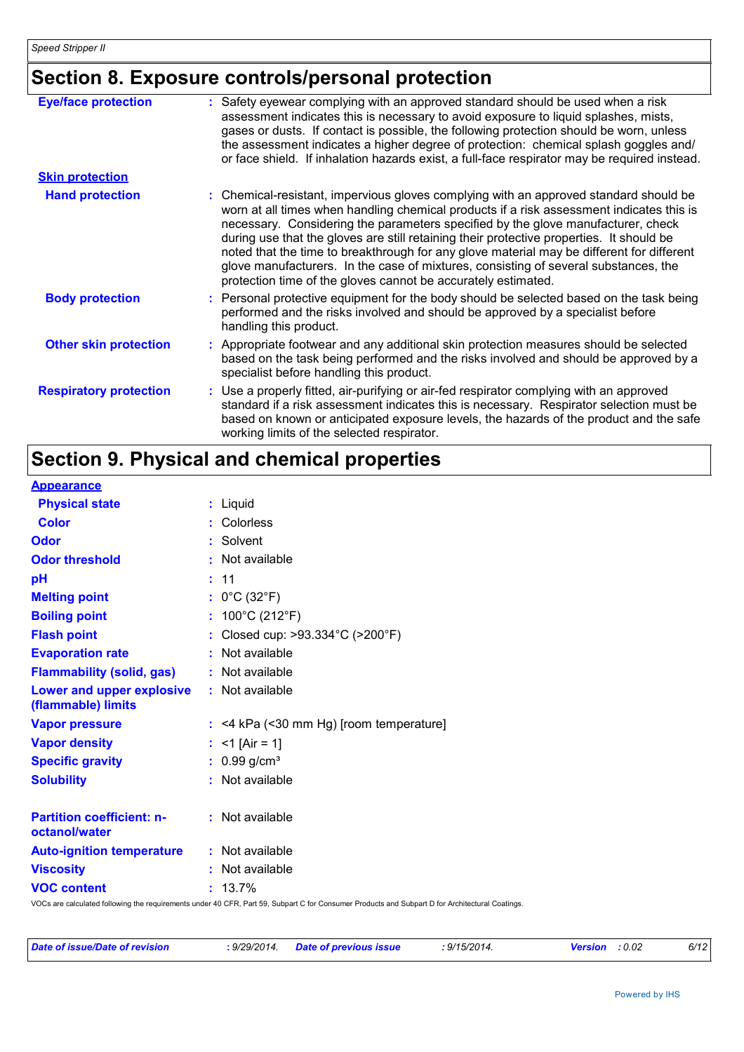# Section 8. Exposure controls/personal protection

**Eye/face protection** : Safety eyewear complying with an approved standard should be used when a risk assessment indicates this is necessary to avoid exposure to liquid splashes, mists, gases or dusts. If contact is possible, the following protection should be worn, unless the assessment indicates a higher degree of protection: chemical splash goggles and/ or face shield. If inhalation hazards exist, a full-face respirator may be required instead.

**Skin protection**

**Hand protection** : Chemical-resistant, impervious gloves complying with an approved standard should be worn at all times when handling chemical products if a risk assessment indicates this is necessary. Considering the parameters specified by the glove manufacturer, check during use that the gloves are still retaining their protective properties. It should be noted that the time to breakthrough for any glove material may be different for different glove manufacturers. In the case of mixtures, consisting of several substances, the protection time of the gloves cannot be accurately estimated.

**Body protection** : Personal protective equipment for the body should be selected based on the task being performed and the risks involved and should be approved by a specialist before handling this product.

**Other skin protection** : Appropriate footwear and any additional skin protection measures should be selected based on the task being performed and the risks involved and should be approved by a specialist before handling this product.

**Respiratory protection** : Use a properly fitted, air-purifying or air-fed respirator complying with an approved standard if a risk assessment indicates this is necessary. Respirator selection must be based on known or anticipated exposure levels, the hazards of the product and the safe working limits of the selected respirator.

# Section 9. Physical and chemical properties

**Appearance**

| Property | Value |
|---|---|
| Physical state | Liquid |
| Color | Colorless |
| Odor | Solvent |
| Odor threshold | Not available |
| pH | 11 |
| Melting point | 0°C (32°F) |
| Boiling point | 100°C (212°F) |
| Flash point | Closed cup: >93.334°C (>200°F) |
| Evaporation rate | Not available |
| Flammability (solid, gas) | Not available |
| Lower and upper explosive (flammable) limits | Not available |
| Vapor pressure | <4 kPa (<30 mm Hg) [room temperature] |
| Vapor density | <1 [Air = 1] |
| Specific gravity | 0.99 g/cm³ |
| Solubility | Not available |
| Partition coefficient: n-octanol/water | Not available |
| Auto-ignition temperature | Not available |
| Viscosity | Not available |
| VOC content | 13.7% |

VOCs are calculated following the requirements under 40 CFR, Part 59, Subpart C for Consumer Products and Subpart D for Architectural Coatings.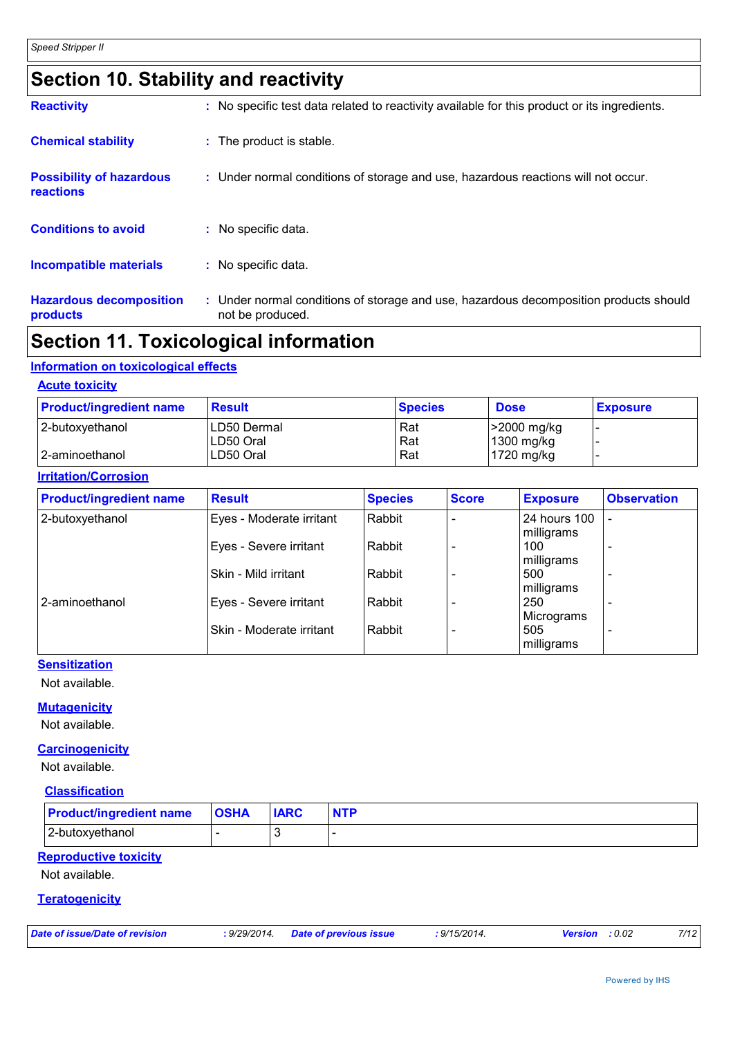# Section 10. Stability and reactivity

**Reactivity** : No specific test data related to reactivity available for this product or its ingredients.

**Chemical stability** : The product is stable.

**Possibility of hazardous reactions** : Under normal conditions of storage and use, hazardous reactions will not occur.

**Conditions to avoid** : No specific data.

**Incompatible materials** : No specific data.

**Hazardous decomposition products** : Under normal conditions of storage and use, hazardous decomposition products should not be produced.

# Section 11. Toxicological information

## Information on toxicological effects

### Acute toxicity

| Product/ingredient name | Result | Species | Dose | Exposure |
|---|---|---|---|---|
| 2-butoxyethanol | LD50 Dermal | Rat | >2000 mg/kg | - |
| | LD50 Oral | Rat | 1300 mg/kg | - |
| 2-aminoethanol | LD50 Oral | Rat | 1720 mg/kg | - |

### Irritation/Corrosion

| Product/ingredient name | Result | Species | Score | Exposure | Observation |
|---|---|---|---|---|---|
| 2-butoxyethanol | Eyes - Moderate irritant | Rabbit | - | 24 hours 100 milligrams | - |
| | Eyes - Severe irritant | Rabbit | - | 100 milligrams | - |
| | Skin - Mild irritant | Rabbit | - | 500 milligrams | - |
| 2-aminoethanol | Eyes - Severe irritant | Rabbit | - | 250 Micrograms | - |
| | Skin - Moderate irritant | Rabbit | - | 505 milligrams | - |

### Sensitization

Not available.

### Mutagenicity

Not available.

### Carcinogenicity

Not available.

### Classification

| Product/ingredient name | OSHA | IARC | NTP |
|---|---|---|---|
| 2-butoxyethanol | - | 3 | - |

### Reproductive toxicity

Not available.

### Teratogenicity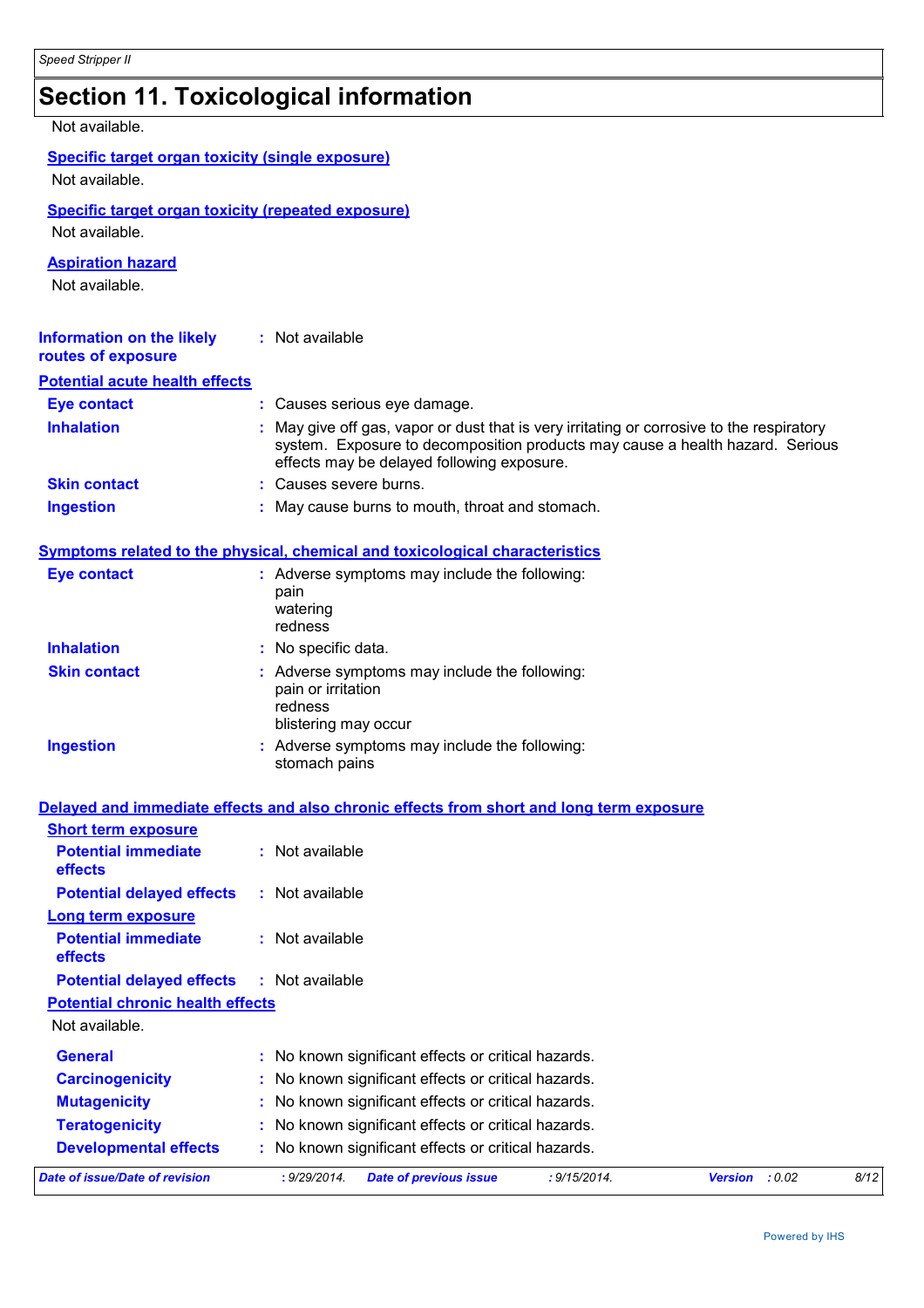# Section 11. Toxicological information

Not available.

**Specific target organ toxicity (single exposure)**

Not available.

**Specific target organ toxicity (repeated exposure)**

Not available.

**Aspiration hazard**

Not available.

**Information on the likely routes of exposure** : Not available

**Potential acute health effects**

**Eye contact** : Causes serious eye damage.

**Inhalation** : May give off gas, vapor or dust that is very irritating or corrosive to the respiratory system. Exposure to decomposition products may cause a health hazard. Serious effects may be delayed following exposure.

**Skin contact** : Causes severe burns.

**Ingestion** : May cause burns to mouth, throat and stomach.

**Symptoms related to the physical, chemical and toxicological characteristics**

**Eye contact** : Adverse symptoms may include the following:
pain
watering
redness

**Inhalation** : No specific data.

**Skin contact** : Adverse symptoms may include the following:
pain or irritation
redness
blistering may occur

**Ingestion** : Adverse symptoms may include the following:
stomach pains

**Delayed and immediate effects and also chronic effects from short and long term exposure**

**Short term exposure**

**Potential immediate effects** : Not available

**Potential delayed effects** : Not available

**Long term exposure**

**Potential immediate effects** : Not available

**Potential delayed effects** : Not available

**Potential chronic health effects**

Not available.

**General** : No known significant effects or critical hazards.

**Carcinogenicity** : No known significant effects or critical hazards.

**Mutagenicity** : No known significant effects or critical hazards.

**Teratogenicity** : No known significant effects or critical hazards.

**Developmental effects** : No known significant effects or critical hazards.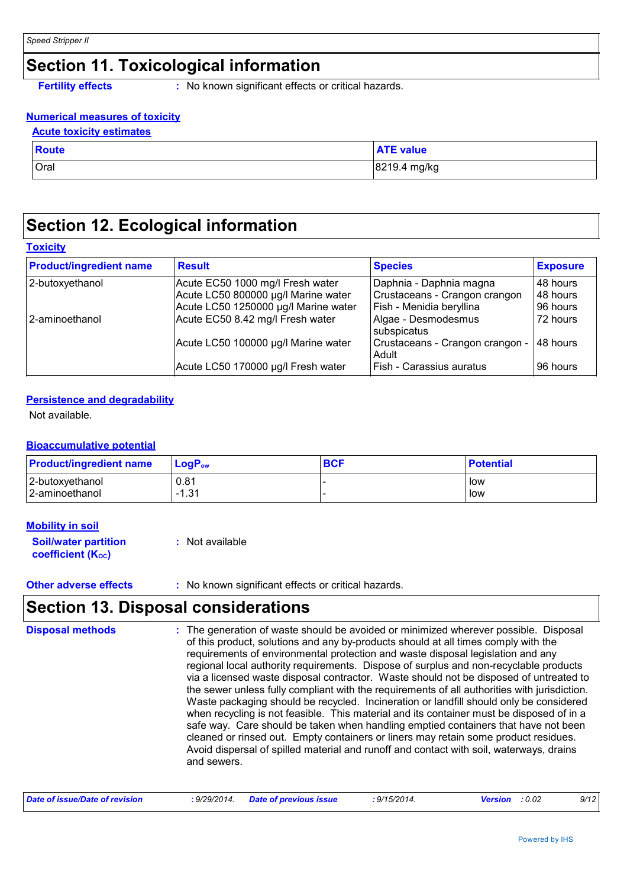## Section 11. Toxicological information

**Fertility effects** : No known significant effects or critical hazards.

### Numerical measures of toxicity

#### Acute toxicity estimates

| Route | ATE value |
|---|---|
| Oral | 8219.4 mg/kg |

## Section 12. Ecological information

### Toxicity

| Product/ingredient name | Result | Species | Exposure |
|---|---|---|---|
| 2-butoxyethanol | Acute EC50 1000 mg/l Fresh water | Daphnia - Daphnia magna | 48 hours |
| | Acute LC50 800000 µg/l Marine water | Crustaceans - Crangon crangon | 48 hours |
| | Acute LC50 1250000 µg/l Marine water | Fish - Menidia beryllina | 96 hours |
| 2-aminoethanol | Acute EC50 8.42 mg/l Fresh water | Algae - Desmodesmus subspicatus | 72 hours |
| | Acute LC50 100000 µg/l Marine water | Crustaceans - Crangon crangon - Adult | 48 hours |
| | Acute LC50 170000 µg/l Fresh water | Fish - Carassius auratus | 96 hours |

### Persistence and degradability

Not available.

### Bioaccumulative potential

| Product/ingredient name | $LogP_{ow}$ | BCF | Potential |
|---|---|---|---|
| 2-butoxyethanol | 0.81 | - | low |
| 2-aminoethanol | -1.31 | - | low |

### Mobility in soil

**Soil/water partition coefficient ($K_{OC}$)** : Not available

**Other adverse effects** : No known significant effects or critical hazards.

## Section 13. Disposal considerations

**Disposal methods** : The generation of waste should be avoided or minimized wherever possible. Disposal of this product, solutions and any by-products should at all times comply with the requirements of environmental protection and waste disposal legislation and any regional local authority requirements. Dispose of surplus and non-recyclable products via a licensed waste disposal contractor. Waste should not be disposed of untreated to the sewer unless fully compliant with the requirements of all authorities with jurisdiction. Waste packaging should be recycled. Incineration or landfill should only be considered when recycling is not feasible. This material and its container must be disposed of in a safe way. Care should be taken when handling emptied containers that have not been cleaned or rinsed out. Empty containers or liners may retain some product residues. Avoid dispersal of spilled material and runoff and contact with soil, waterways, drains and sewers.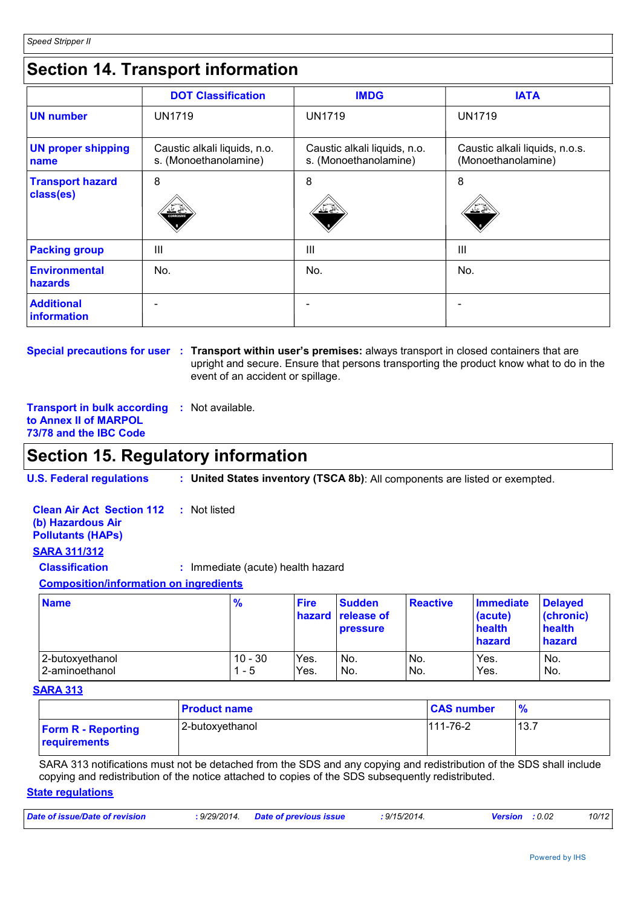## Section 14. Transport information

| | DOT Classification | IMDG | IATA |
|---|---|---|---|
| **UN number** | UN1719 | UN1719 | UN1719 |
| **UN proper shipping name** | Caustic alkali liquids, n.o.s. (Monoethanolamine) | Caustic alkali liquids, n.o.s. (Monoethanolamine) | Caustic alkali liquids, n.o.s. (Monoethanolamine) |
| **Transport hazard class(es)** | 8 | 8 | 8 |
| **Packing group** | III | III | III |
| **Environmental hazards** | No. | No. | No. |
| **Additional information** | - | - | - |

**Special precautions for user** : **Transport within user's premises:** always transport in closed containers that are upright and secure. Ensure that persons transporting the product know what to do in the event of an accident or spillage.

**Transport in bulk according to Annex II of MARPOL 73/78 and the IBC Code** : Not available.

## Section 15. Regulatory information

**U.S. Federal regulations** : **United States inventory (TSCA 8b)**: All components are listed or exempted.

**Clean Air Act Section 112 (b) Hazardous Air Pollutants (HAPs)** : Not listed

**SARA 311/312**

**Classification** : Immediate (acute) health hazard

**Composition/information on ingredients**

| Name | % | Fire hazard | Sudden release of pressure | Reactive | Immediate (acute) health hazard | Delayed (chronic) health hazard |
|---|---|---|---|---|---|---|
| 2-butoxyethanol | 10 - 30 | Yes. | No. | No. | Yes. | No. |
| 2-aminoethanol | 1 - 5 | Yes. | No. | No. | Yes. | No. |

**SARA 313**

| | Product name | CAS number | % |
|---|---|---|---|
| **Form R - Reporting requirements** | 2-butoxyethanol | 111-76-2 | 13.7 |

SARA 313 notifications must not be detached from the SDS and any copying and redistribution of the SDS shall include copying and redistribution of the notice attached to copies of the SDS subsequently redistributed.

**State regulations**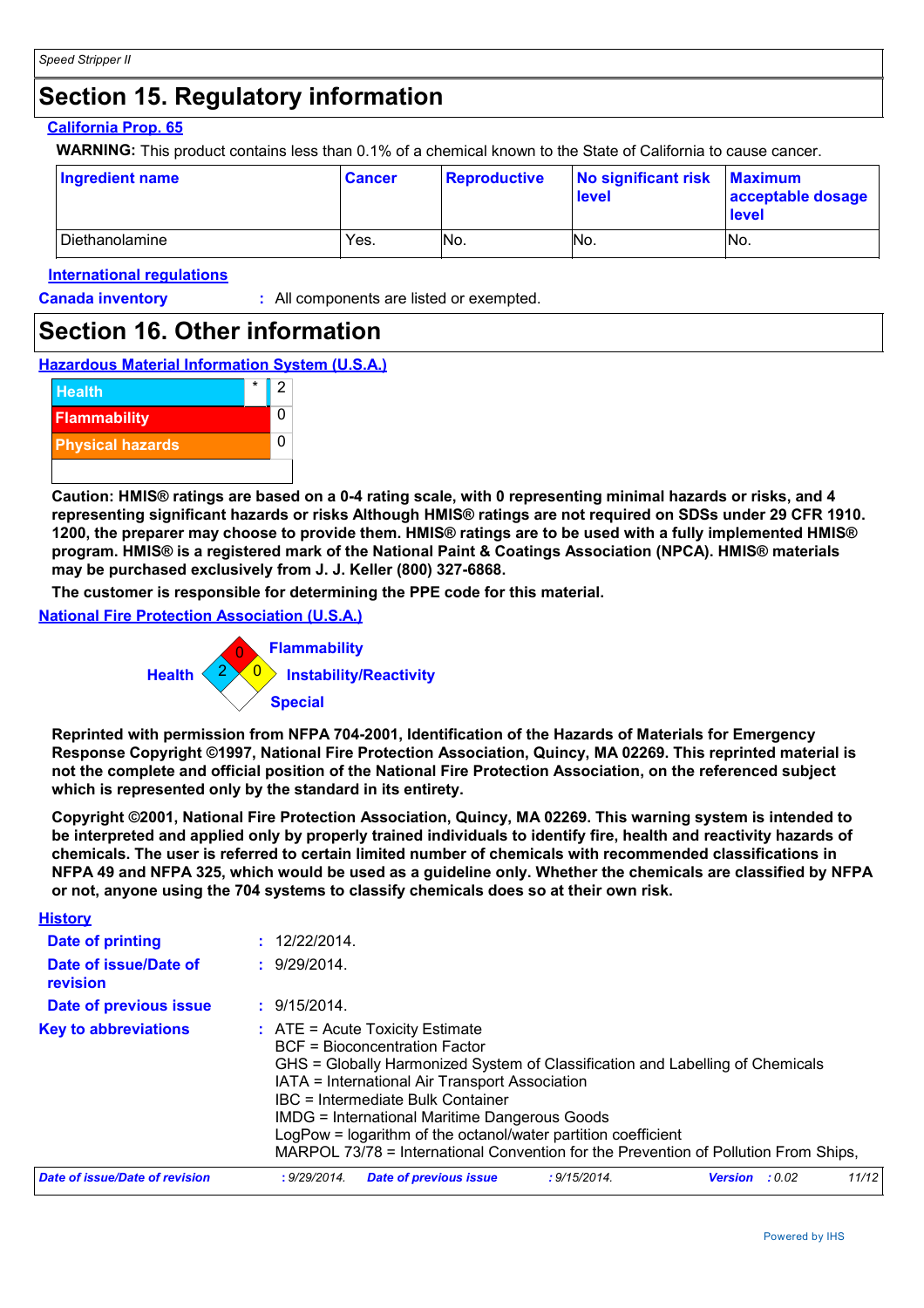## Section 15. Regulatory information

**California Prop. 65**

**WARNING:** This product contains less than 0.1% of a chemical known to the State of California to cause cancer.

| Ingredient name | Cancer | Reproductive | No significant risk level | Maximum acceptable dosage level |
|---|---|---|---|---|
| Diethanolamine | Yes. | No. | No. | No. |

**International regulations**

**Canada inventory** : All components are listed or exempted.

## Section 16. Other information

**Hazardous Material Information System (U.S.A.)**

| | | |
|---|---|---|
| Health | * | 2 |
| Flammability | | 0 |
| Physical hazards | | 0 |

**Caution: HMIS® ratings are based on a 0-4 rating scale, with 0 representing minimal hazards or risks, and 4 representing significant hazards or risks Although HMIS® ratings are not required on SDSs under 29 CFR 1910. 1200, the preparer may choose to provide them. HMIS® ratings are to be used with a fully implemented HMIS® program. HMIS® is a registered mark of the National Paint & Coatings Association (NPCA). HMIS® materials may be purchased exclusively from J. J. Keller (800) 327-6868.**

**The customer is responsible for determining the PPE code for this material.**

**National Fire Protection Association (U.S.A.)**

Flammability: 0
Health: 2
Instability/Reactivity: 0
Special:

**Reprinted with permission from NFPA 704-2001, Identification of the Hazards of Materials for Emergency Response Copyright ©1997, National Fire Protection Association, Quincy, MA 02269. This reprinted material is not the complete and official position of the National Fire Protection Association, on the referenced subject which is represented only by the standard in its entirety.**

**Copyright ©2001, National Fire Protection Association, Quincy, MA 02269. This warning system is intended to be interpreted and applied only by properly trained individuals to identify fire, health and reactivity hazards of chemicals. The user is referred to certain limited number of chemicals with recommended classifications in NFPA 49 and NFPA 325, which would be used as a guideline only. Whether the chemicals are classified by NFPA or not, anyone using the 704 systems to classify chemicals does so at their own risk.**

**History**

**Date of printing** : 12/22/2014.

**Date of issue/Date of revision** : 9/29/2014.

**Date of previous issue** : 9/15/2014.

**Key to abbreviations** : ATE = Acute Toxicity Estimate
BCF = Bioconcentration Factor
GHS = Globally Harmonized System of Classification and Labelling of Chemicals
IATA = International Air Transport Association
IBC = Intermediate Bulk Container
IMDG = International Maritime Dangerous Goods
LogPow = logarithm of the octanol/water partition coefficient
MARPOL 73/78 = International Convention for the Prevention of Pollution From Ships,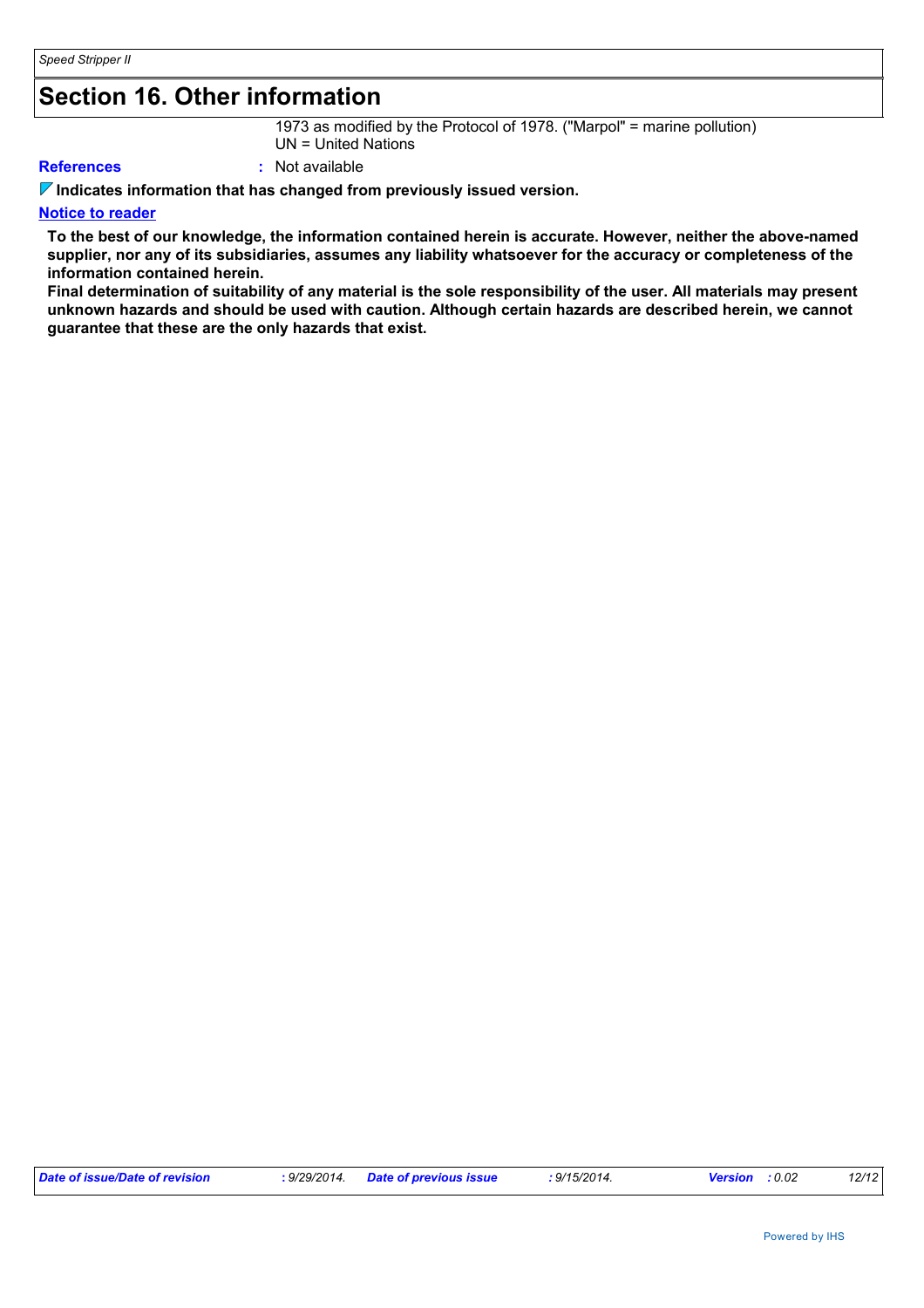# Section 16. Other information

1973 as modified by the Protocol of 1978. ("Marpol" = marine pollution)
UN = United Nations

**References** : Not available

**Indicates information that has changed from previously issued version.**

**Notice to reader**

**To the best of our knowledge, the information contained herein is accurate. However, neither the above-named supplier, nor any of its subsidiaries, assumes any liability whatsoever for the accuracy or completeness of the information contained herein.**

**Final determination of suitability of any material is the sole responsibility of the user. All materials may present unknown hazards and should be used with caution. Although certain hazards are described herein, we cannot guarantee that these are the only hazards that exist.**